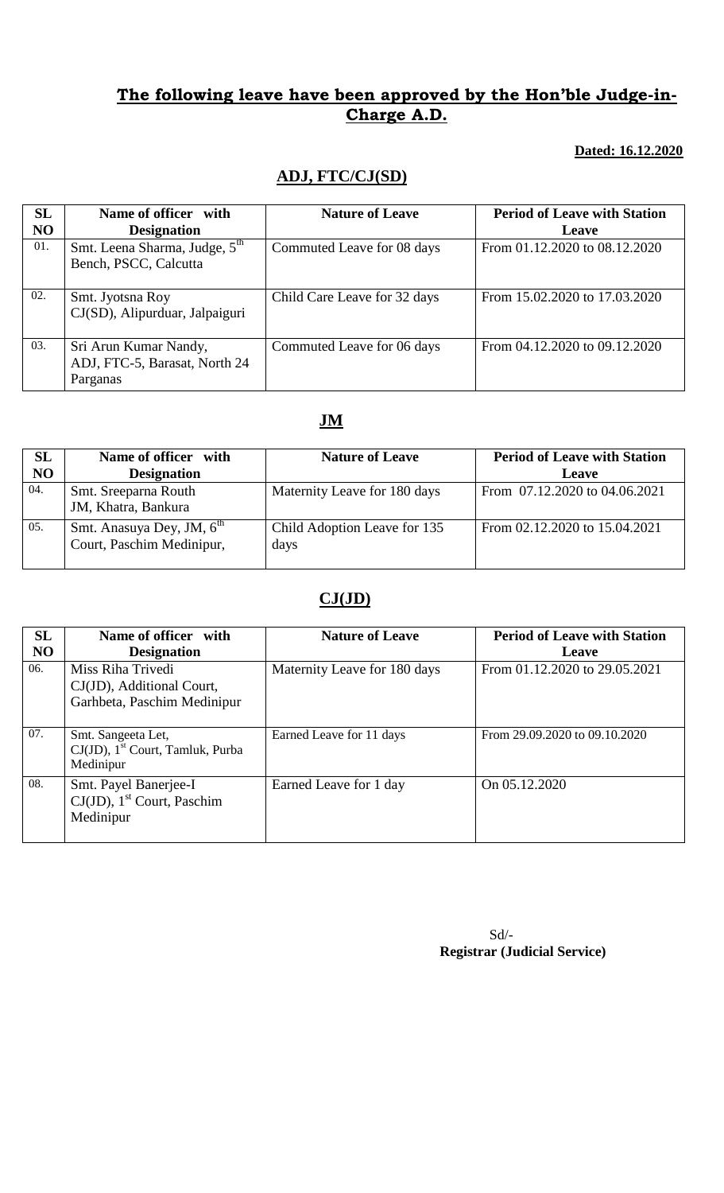## **The following leave have been approved by the Hon'ble Judge-in-Charge A.D.**

**Dated: 16.12.2020**

### **ADJ, FTC/CJ(SD)**

| SL NO | Name of officer with Designation | Nature of Leave | Period of Leave with Station Leave |
|---|---|---|---|
| 01. | Smt. Leena Sharma, Judge, 5th Bench, PSCC, Calcutta | Commuted Leave for 08 days | From 01.12.2020 to 08.12.2020 |
| 02. | Smt. Jyotsna Roy CJ(SD), Alipurduar, Jalpaiguri | Child Care Leave for 32 days | From 15.02.2020 to 17.03.2020 |
| 03. | Sri Arun Kumar Nandy, ADJ, FTC-5, Barasat, North 24 Parganas | Commuted Leave for 06 days | From 04.12.2020 to 09.12.2020 |

### **JM**

| SL NO | Name of officer with Designation | Nature of Leave | Period of Leave with Station Leave |
|---|---|---|---|
| 04. | Smt. Sreeparna Routh JM, Khatra, Bankura | Maternity Leave for 180 days | From 07.12.2020 to 04.06.2021 |
| 05. | Smt. Anasuya Dey, JM, 6th Court, Paschim Medinipur, | Child Adoption Leave for 135 days | From 02.12.2020 to 15.04.2021 |

### **CJ(JD)**

| SL NO | Name of officer with Designation | Nature of Leave | Period of Leave with Station Leave |
|---|---|---|---|
| 06. | Miss Riha Trivedi CJ(JD), Additional Court, Garhbeta, Paschim Medinipur | Maternity Leave for 180 days | From 01.12.2020 to 29.05.2021 |
| 07. | Smt. Sangeeta Let, CJ(JD), 1st Court, Tamluk, Purba Medinipur | Earned Leave for 11 days | From 29.09.2020 to 09.10.2020 |
| 08. | Smt. Payel Banerjee-I CJ(JD), 1st Court, Paschim Medinipur | Earned Leave for 1 day | On 05.12.2020 |

Sd/-
**Registrar (Judicial Service)**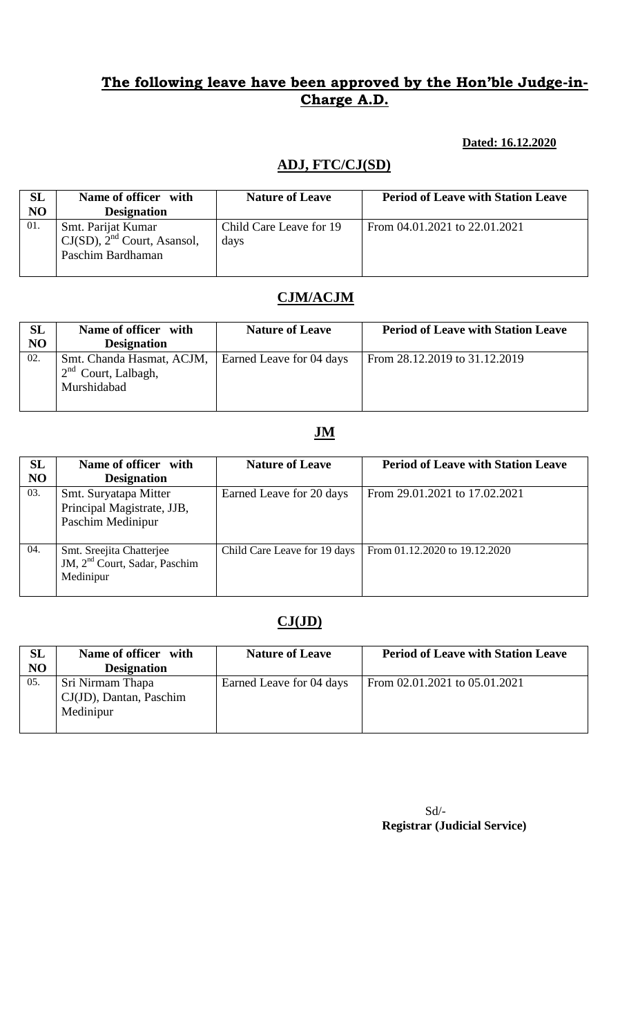## The following leave have been approved by the Hon'ble Judge-in-Charge A.D.

**Dated: 16.12.2020**

### ADJ, FTC/CJ(SD)

| SL NO | Name of officer with Designation | Nature of Leave | Period of Leave with Station Leave |
|---|---|---|---|
| 01. | Smt. Parijat Kumar CJ(SD), 2nd Court, Asansol, Paschim Bardhaman | Child Care Leave for 19 days | From 04.01.2021 to 22.01.2021 |

### CJM/ACJM

| SL NO | Name of officer with Designation | Nature of Leave | Period of Leave with Station Leave |
|---|---|---|---|
| 02. | Smt. Chanda Hasmat, ACJM, 2nd Court, Lalbagh, Murshidabad | Earned Leave for 04 days | From 28.12.2019 to 31.12.2019 |

### JM

| SL NO | Name of officer with Designation | Nature of Leave | Period of Leave with Station Leave |
|---|---|---|---|
| 03. | Smt. Suryatapa Mitter Principal Magistrate, JJB, Paschim Medinipur | Earned Leave for 20 days | From 29.01.2021 to 17.02.2021 |
| 04. | Smt. Sreejita Chatterjee JM, 2nd Court, Sadar, Paschim Medinipur | Child Care Leave for 19 days | From 01.12.2020 to 19.12.2020 |

### CJ(JD)

| SL NO | Name of officer with Designation | Nature of Leave | Period of Leave with Station Leave |
|---|---|---|---|
| 05. | Sri Nirmam Thapa CJ(JD), Dantan, Paschim Medinipur | Earned Leave for 04 days | From 02.01.2021 to 05.01.2021 |

Sd/-
**Registrar (Judicial Service)**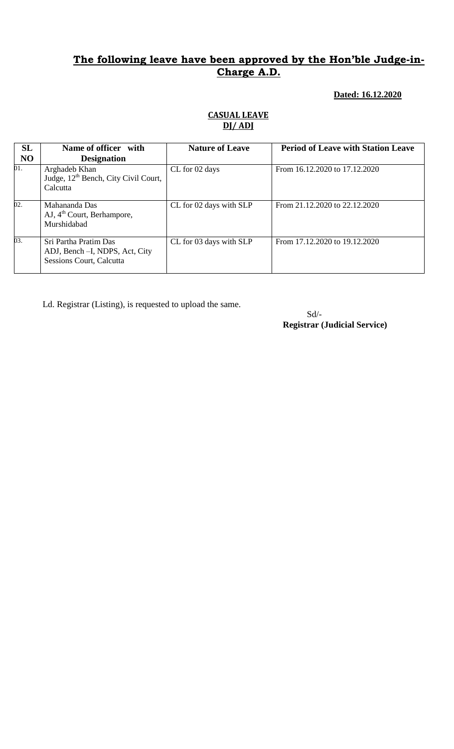## The following leave have been approved by the Hon'ble Judge-in-Charge A.D.

**Dated: 16.12.2020**

**CASUAL LEAVE**
**DJ/ ADJ**

| SL NO | Name of officer with Designation | Nature of Leave | Period of Leave with Station Leave |
|---|---|---|---|
| 01. | Arghadeb Khan<br>Judge, 12th Bench, City Civil Court, Calcutta | CL for 02 days | From 16.12.2020 to 17.12.2020 |
| 02. | Mahananda Das<br>AJ, 4th Court, Berhampore, Murshidabad | CL for 02 days with SLP | From 21.12.2020 to 22.12.2020 |
| 03. | Sri Partha Pratim Das<br>ADJ, Bench –I, NDPS, Act, City Sessions Court, Calcutta | CL for 03 days with SLP | From 17.12.2020 to 19.12.2020 |

Ld. Registrar (Listing), is requested to upload the same.

Sd/-
**Registrar (Judicial Service)**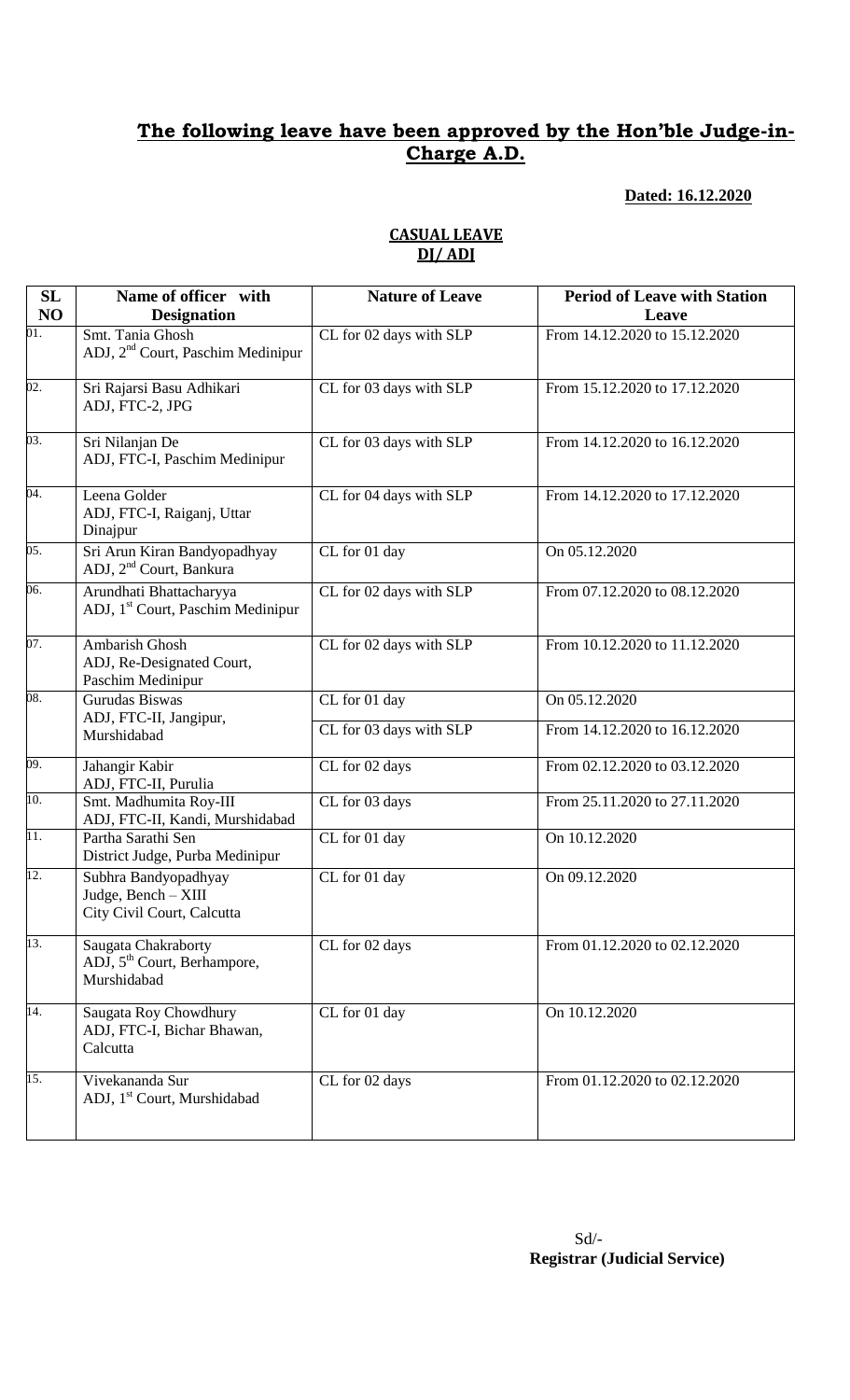## The following leave have been approved by the Hon'ble Judge-in-Charge A.D.

**Dated: 16.12.2020**

### CASUAL LEAVE
### DJ/ ADJ

| SL NO | Name of officer with Designation | Nature of Leave | Period of Leave with Station Leave |
|---|---|---|---|
| 01. | Smt. Tania Ghosh<br>ADJ, 2nd Court, Paschim Medinipur | CL for 02 days with SLP | From 14.12.2020 to 15.12.2020 |
| 02. | Sri Rajarsi Basu Adhikari<br>ADJ, FTC-2, JPG | CL for 03 days with SLP | From 15.12.2020 to 17.12.2020 |
| 03. | Sri Nilanjan De<br>ADJ, FTC-I, Paschim Medinipur | CL for 03 days with SLP | From 14.12.2020 to 16.12.2020 |
| 04. | Leena Golder<br>ADJ, FTC-I, Raiganj, Uttar Dinajpur | CL for 04 days with SLP | From 14.12.2020 to 17.12.2020 |
| 05. | Sri Arun Kiran Bandyopadhyay<br>ADJ, 2nd Court, Bankura | CL for 01 day | On 05.12.2020 |
| 06. | Arundhati Bhattacharyya<br>ADJ, 1st Court, Paschim Medinipur | CL for 02 days with SLP | From 07.12.2020 to 08.12.2020 |
| 07. | Ambarish Ghosh<br>ADJ, Re-Designated Court, Paschim Medinipur | CL for 02 days with SLP | From 10.12.2020 to 11.12.2020 |
| 08. | Gurudas Biswas<br>ADJ, FTC-II, Jangipur, Murshidabad | CL for 01 day | On 05.12.2020 |
| | | CL for 03 days with SLP | From 14.12.2020 to 16.12.2020 |
| 09. | Jahangir Kabir<br>ADJ, FTC-II, Purulia | CL for 02 days | From 02.12.2020 to 03.12.2020 |
| 10. | Smt. Madhumita Roy-III<br>ADJ, FTC-II, Kandi, Murshidabad | CL for 03 days | From 25.11.2020 to 27.11.2020 |
| 11. | Partha Sarathi Sen<br>District Judge, Purba Medinipur | CL for 01 day | On 10.12.2020 |
| 12. | Subhra Bandyopadhyay<br>Judge, Bench – XIII<br>City Civil Court, Calcutta | CL for 01 day | On 09.12.2020 |
| 13. | Saugata Chakraborty<br>ADJ, 5th Court, Berhampore, Murshidabad | CL for 02 days | From 01.12.2020 to 02.12.2020 |
| 14. | Saugata Roy Chowdhury<br>ADJ, FTC-I, Bichar Bhawan, Calcutta | CL for 01 day | On 10.12.2020 |
| 15. | Vivekananda Sur<br>ADJ, 1st Court, Murshidabad | CL for 02 days | From 01.12.2020 to 02.12.2020 |

Sd/-
**Registrar (Judicial Service)**